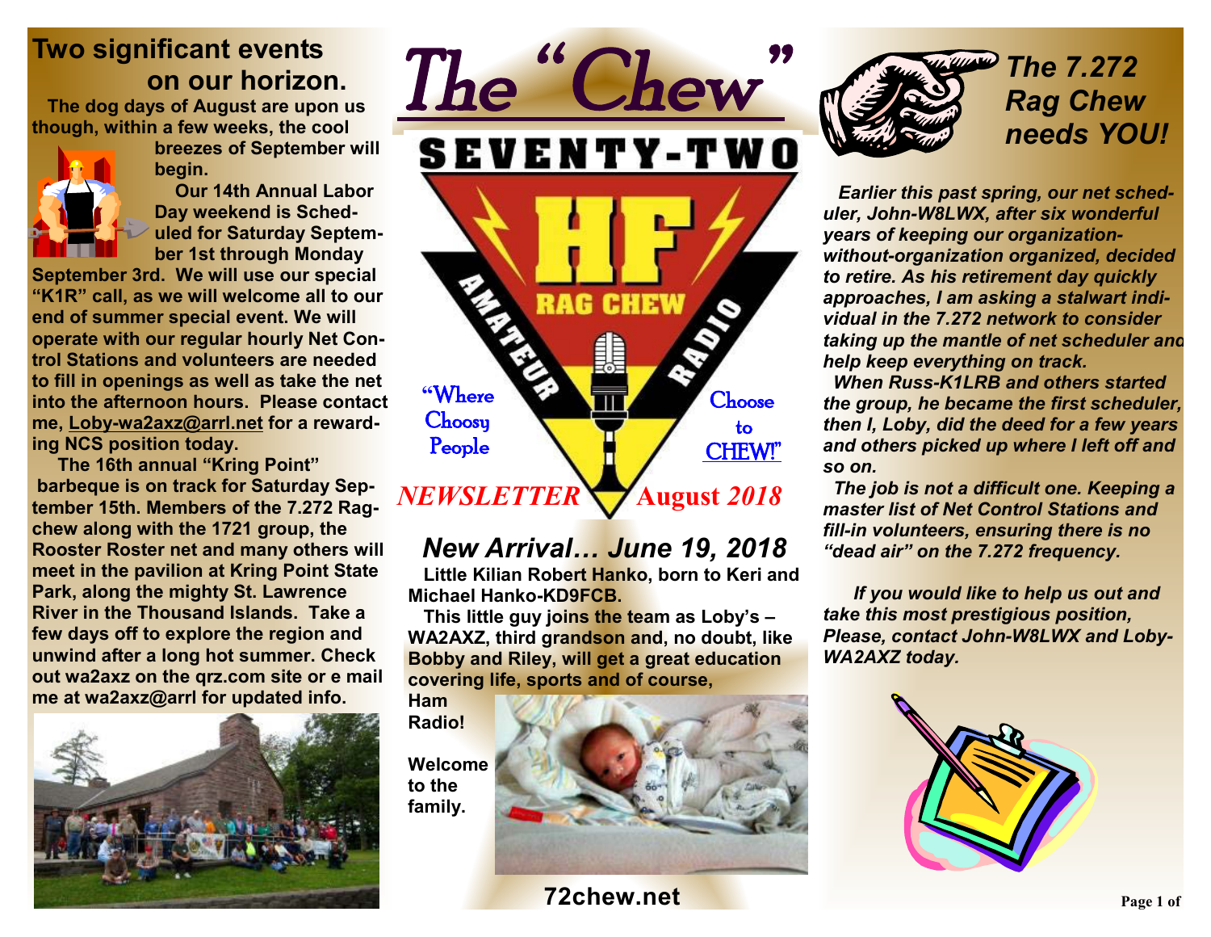# The "Chew"

SEVENTY-TWO

HF RAG CHEW AMATEUR RADIO

"Where Choosy People Choose to CHEW!"

*NEWSLETTER* August *2018*

## Two significant events on our horizon.

**The dog days of August are upon us though, within a few weeks, the cool breezes of September will begin.**

**Our 14th Annual Labor Day weekend is Scheduled for Saturday September 1st through Monday September 3rd. We will use our special "K1R" call, as we will welcome all to our end of summer special event. We will operate with our regular hourly Net Control Stations and volunteers are needed to fill in openings as well as take the net into the afternoon hours. Please contact me, Loby-wa2axz@arrl.net for a rewarding NCS position today.**

**The 16th annual "Kring Point" barbeque is on track for Saturday September 15th. Members of the 7.272 Ragchew along with the 1721 group, the Rooster Roster net and many others will meet in the pavilion at Kring Point State Park, along the mighty St. Lawrence River in the Thousand Islands. Take a few days off to explore the region and unwind after a long hot summer. Check out wa2axz on the qrz.com site or e mail me at wa2axz@arrl for updated info.**

## *New Arrival… June 19, 2018*

**Little Kilian Robert Hanko, born to Keri and Michael Hanko-KD9FCB.**

**This little guy joins the team as Loby's – WA2AXZ, third grandson and, no doubt, like Bobby and Riley, will get a great education covering life, sports and of course, Ham Radio!**

**Welcome to the family.**

**72chew.net**

## *The 7.272 Rag Chew needs YOU!*

***Earlier this past spring, our net scheduler, John-W8LWX, after six wonderful years of keeping our organization-without-organization organized, decided to retire. As his retirement day quickly approaches, I am asking a stalwart individual in the 7.272 network to consider taking up the mantle of net scheduler and help keep everything on track.***

***When Russ-K1LRB and others started the group, he became the first scheduler, then I, Loby, did the deed for a few years and others picked up where I left off and so on.***

***The job is not a difficult one. Keeping a master list of Net Control Stations and fill-in volunteers, ensuring there is no "dead air" on the 7.272 frequency.***

***If you would like to help us out and take this most prestigious position, Please, contact John-W8LWX and Loby-WA2AXZ today.***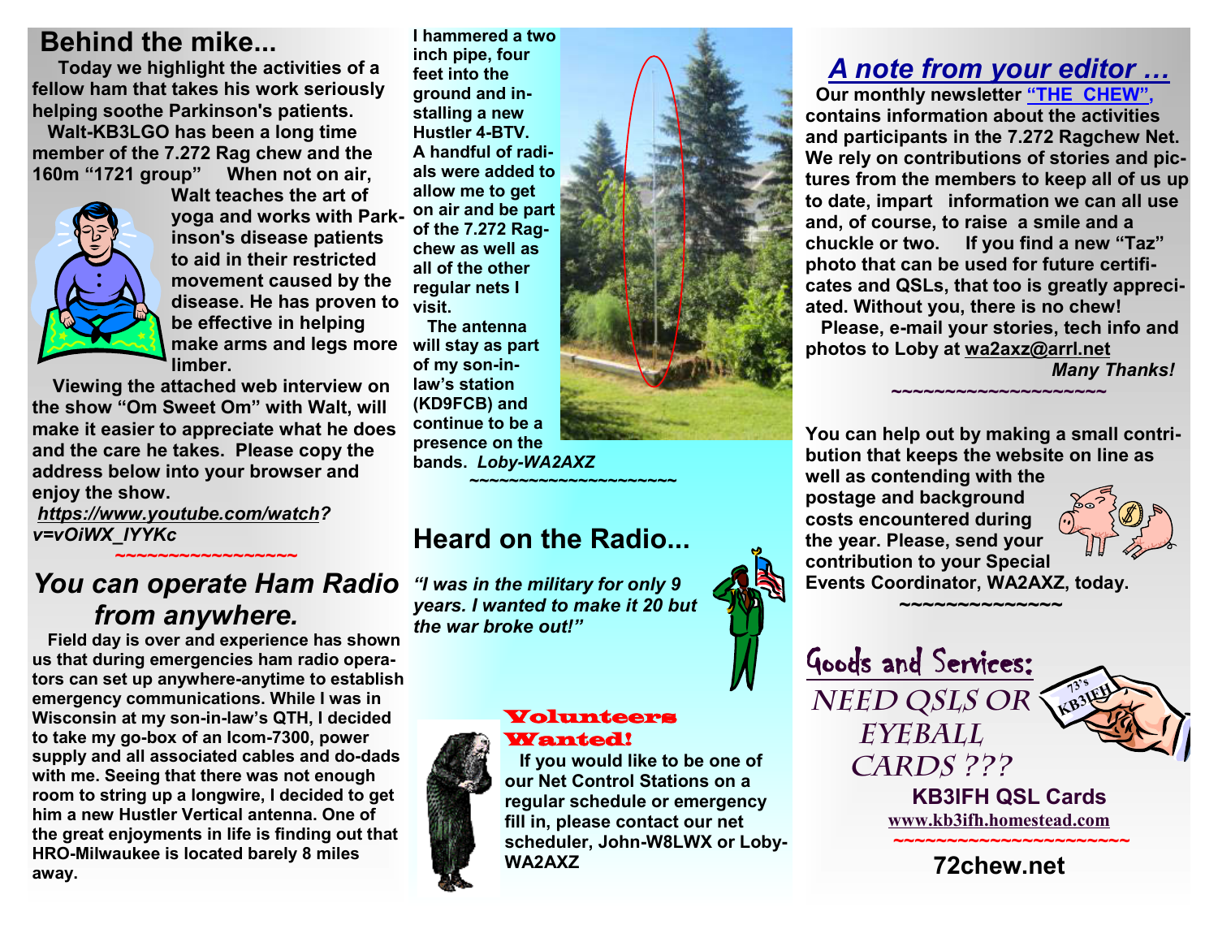## Behind the mike...

Today we highlight the activities of a fellow ham that takes his work seriously helping soothe Parkinson's patients.

Walt-KB3LGO has been a long time member of the 7.272 Rag chew and the 160m "1721 group" When not on air, Walt teaches the art of yoga and works with Parkinson's disease patients to aid in their restricted movement caused by the disease. He has proven to be effective in helping make arms and legs more limber.

Viewing the attached web interview on the show "Om Sweet Om" with Walt, will make it easier to appreciate what he does and the care he takes. Please copy the address below into your browser and enjoy the show.

*https://www.youtube.com/watch?v=vOiWX_IYYKc*

~~~~~~~~~~~~~~~~~~

## *You can operate Ham Radio from anywhere.*

Field day is over and experience has shown us that during emergencies ham radio operators can set up anywhere-anytime to establish emergency communications. While I was in Wisconsin at my son-in-law's QTH, I decided to take my go-box of an Icom-7300, power supply and all associated cables and do-dads with me. Seeing that there was not enough room to string up a longwire, I decided to get him a new Hustler Vertical antenna. One of the great enjoyments in life is finding out that HRO-Milwaukee is located barely 8 miles away.

I hammered a two inch pipe, four feet into the ground and installing a new Hustler 4-BTV. A handful of radials were added to allow me to get on air and be part of the 7.272 Ragchew as well as all of the other regular nets I visit.

The antenna will stay as part of my son-in-law's station (KD9FCB) and continue to be a presence on the bands. *Loby-WA2AXZ*

~~~~~~~~~~~~~~~~~~~~~

## Heard on the Radio...

*"I was in the military for only 9 years. I wanted to make it 20 but the war broke out!"*

### Volunteers Wanted!

If you would like to be one of our Net Control Stations on a regular schedule or emergency fill in, please contact our net scheduler, John-W8LWX or Loby-WA2AXZ

## *A note from your editor ...*

Our monthly newsletter **"THE CHEW"**, contains information about the activities and participants in the 7.272 Ragchew Net. We rely on contributions of stories and pictures from the members to keep all of us up to date, impart information we can all use and, of course, to raise a smile and a chuckle or two. If you find a new "Taz" photo that can be used for future certificates and QSLs, that too is greatly appreciated. Without you, there is no chew!

Please, e-mail your stories, tech info and photos to Loby at wa2axz@arrl.net

*Many Thanks!*

~~~~~~~~~~~~~~~~~~~~~

You can help out by making a small contribution that keeps the website on line as well as contending with the postage and background costs encountered during the year. Please, send your contribution to your Special Events Coordinator, WA2AXZ, today.

~~~~~~~~~~~~~~

## Goods and Services:

NEED QSLS OR EYEBALL CARDS ???

**KB3IFH QSL Cards**

www.kb3ifh.homestead.com

~~~~~~~~~~~~~~~~~~~~~~~

**72chew.net**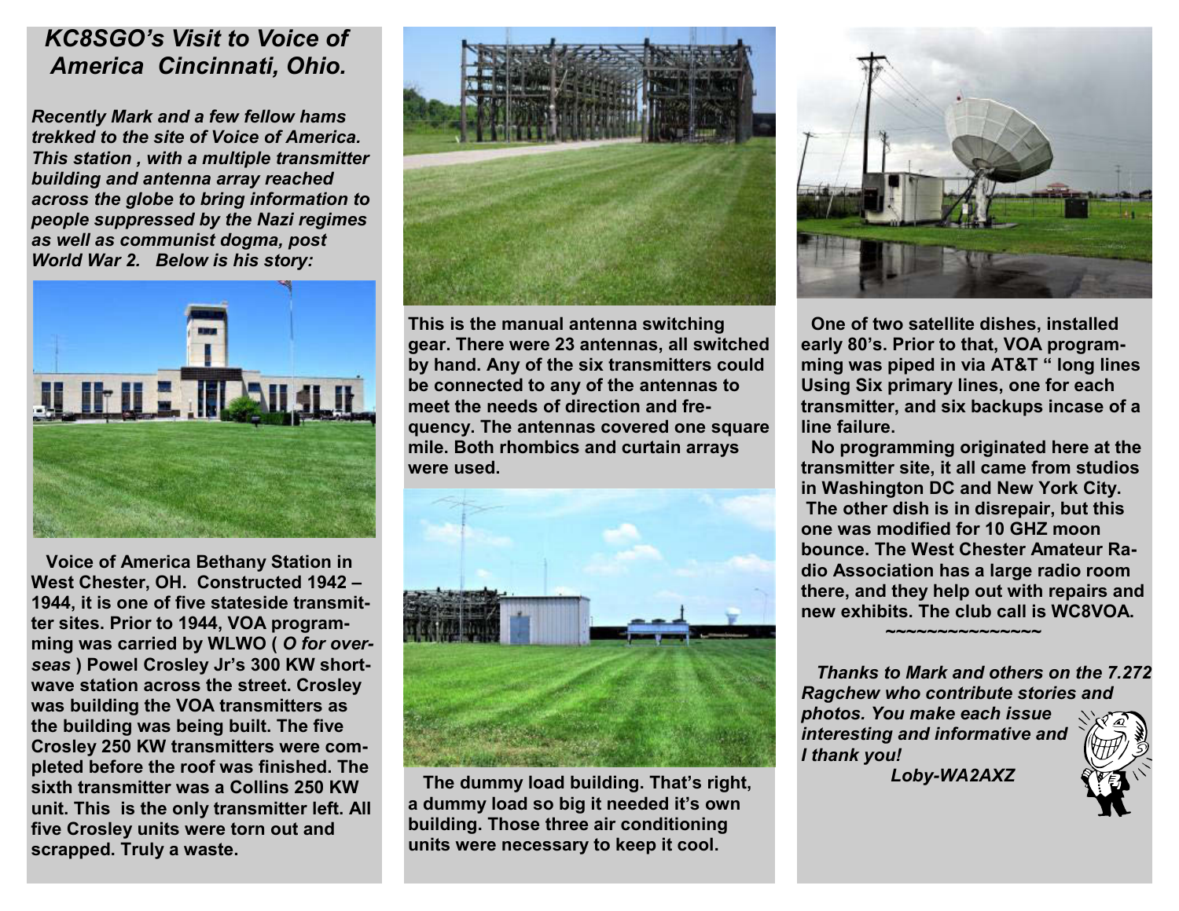## *KC8SGO's Visit to Voice of America Cincinnati, Ohio.*

***Recently Mark and a few fellow hams trekked to the site of Voice of America. This station , with a multiple transmitter building and antenna array reached across the globe to bring information to people suppressed by the Nazi regimes as well as communist dogma, post World War 2. Below is his story:***

**Voice of America Bethany Station in West Chester, OH. Constructed 1942 – 1944, it is one of five stateside transmitter sites. Prior to 1944, VOA programming was carried by WLWO (** ***O for overseas*** **) Powel Crosley Jr's 300 KW shortwave station across the street. Crosley was building the VOA transmitters as the building was being built. The five Crosley 250 KW transmitters were completed before the roof was finished. The sixth transmitter was a Collins 250 KW unit. This is the only transmitter left. All five Crosley units were torn out and scrapped. Truly a waste.**

**This is the manual antenna switching gear. There were 23 antennas, all switched by hand. Any of the six transmitters could be connected to any of the antennas to meet the needs of direction and frequency. The antennas covered one square mile. Both rhombics and curtain arrays were used.**

**The dummy load building. That's right, a dummy load so big it needed it's own building. Those three air conditioning units were necessary to keep it cool.**

**One of two satellite dishes, installed early 80's. Prior to that, VOA programming was piped in via AT&T " long lines Using Six primary lines, one for each transmitter, and six backups incase of a line failure.**

**No programming originated here at the transmitter site, it all came from studios in Washington DC and New York City.**

**The other dish is in disrepair, but this one was modified for 10 GHZ moon bounce. The West Chester Amateur Radio Association has a large radio room there, and they help out with repairs and new exhibits. The club call is WC8VOA.**

~~~~~~~~~~~~~~~

***Thanks to Mark and others on the 7.272 Ragchew who contribute stories and photos. You make each issue interesting and informative and I thank you!***

***Loby-WA2AXZ***